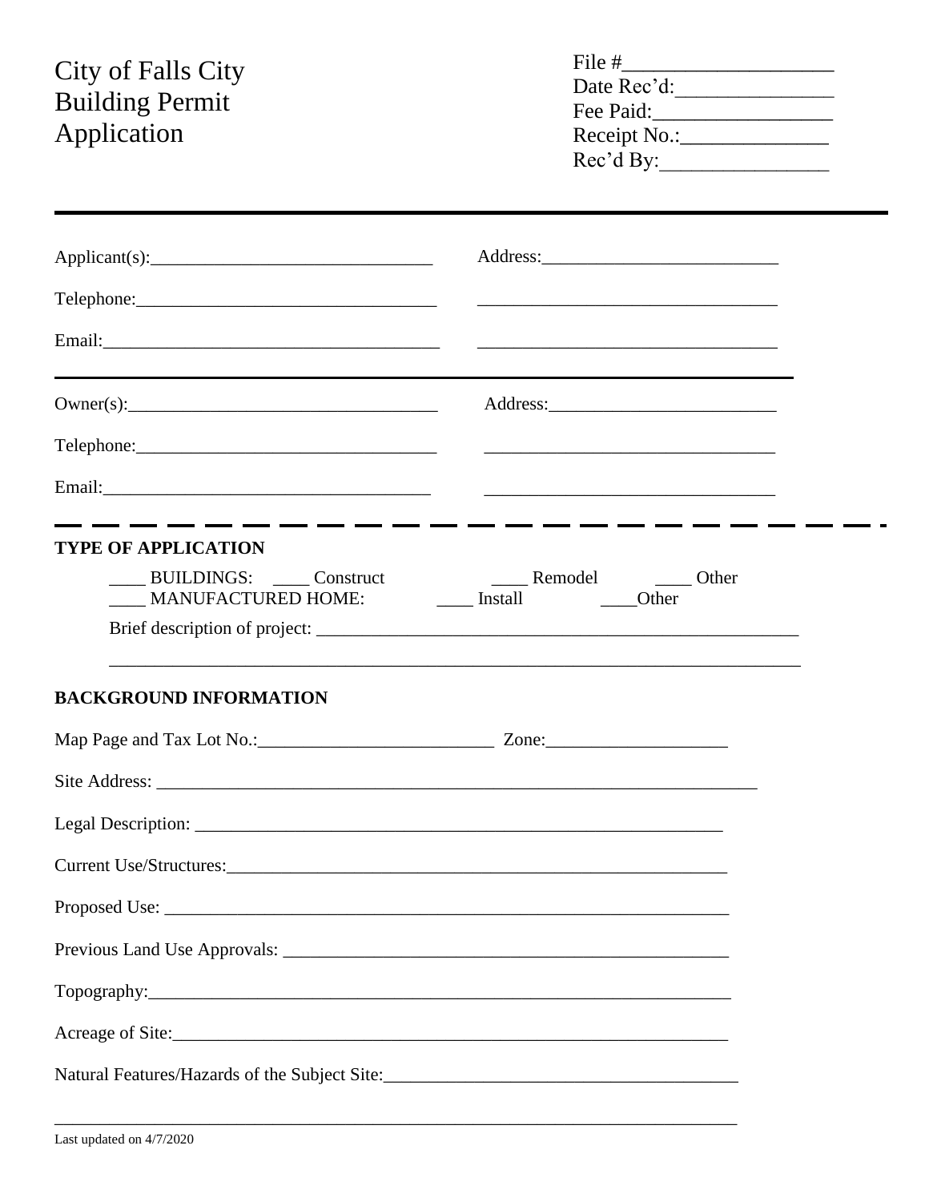# City of Falls City Building Permit Application

File #____________________
Date Rec'd:_______________
Fee Paid:_________________
Receipt No.:______________
Rec'd By:________________

---

Applicant(s):_______________________________ Address:__________________________

Telephone:_________________________________ __________________________________

Email:_____________________________________ __________________________________

---

Owner(s):__________________________________ Address:_________________________

Telephone:_________________________________ ________________________________

Email:____________________________________ ________________________________

---

**TYPE OF APPLICATION**

____ BUILDINGS: ____ Construct ____ Remodel ____ Other
____ MANUFACTURED HOME: ____ Install ____Other

Brief description of project: ______________________________________________________

_____________________________________________________________________________

**BACKGROUND INFORMATION**

Map Page and Tax Lot No.:__________________________ Zone:____________________

Site Address: _____________________________________________________________________

Legal Description: _____________________________________________________________

Current Use/Structures:_________________________________________________________

Proposed Use: _________________________________________________________________

Previous Land Use Approvals: ___________________________________________________

Topography:___________________________________________________________________

Acreage of Site:_______________________________________________________________

Natural Features/Hazards of the Subject Site:_______________________________________

_____________________________________________________________________________

Last updated on 4/7/2020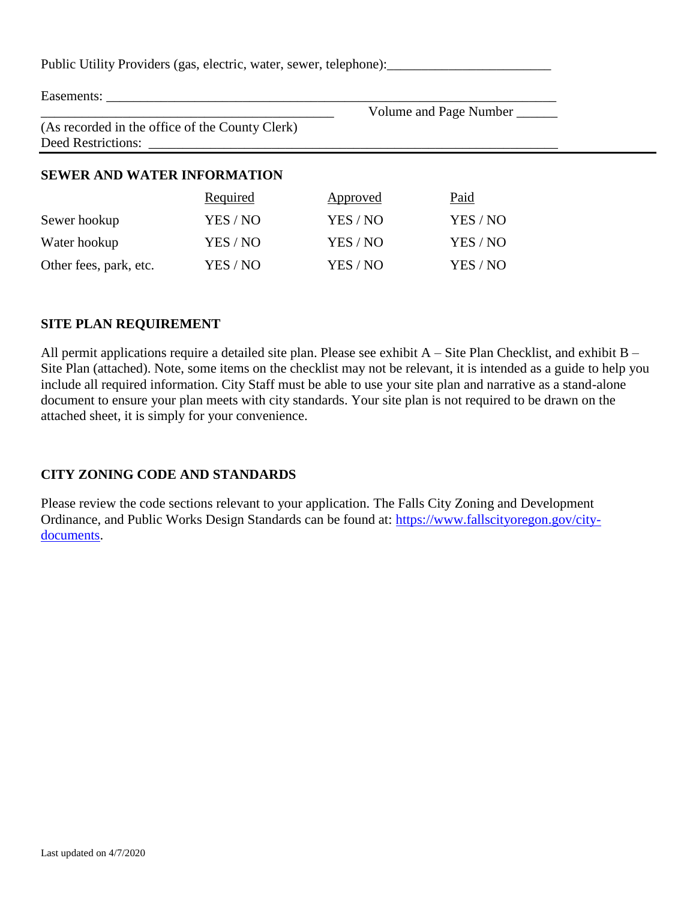Public Utility Providers (gas, electric, water, sewer, telephone):________________________

Easements: ___________________________________________________________________

____________________________________________ Volume and Page Number ______

(As recorded in the office of the County Clerk)

Deed Restrictions: ____________________________________________________________

## SEWER AND WATER INFORMATION

| | Required | Approved | Paid |
|---|---|---|---|
| Sewer hookup | YES / NO | YES / NO | YES / NO |
| Water hookup | YES / NO | YES / NO | YES / NO |
| Other fees, park, etc. | YES / NO | YES / NO | YES / NO |

## SITE PLAN REQUIREMENT

All permit applications require a detailed site plan. Please see exhibit A – Site Plan Checklist, and exhibit B – Site Plan (attached). Note, some items on the checklist may not be relevant, it is intended as a guide to help you include all required information. City Staff must be able to use your site plan and narrative as a stand-alone document to ensure your plan meets with city standards. Your site plan is not required to be drawn on the attached sheet, it is simply for your convenience.

## CITY ZONING CODE AND STANDARDS

Please review the code sections relevant to your application. The Falls City Zoning and Development Ordinance, and Public Works Design Standards can be found at: https://www.fallscityoregon.gov/city-documents.

Last updated on 4/7/2020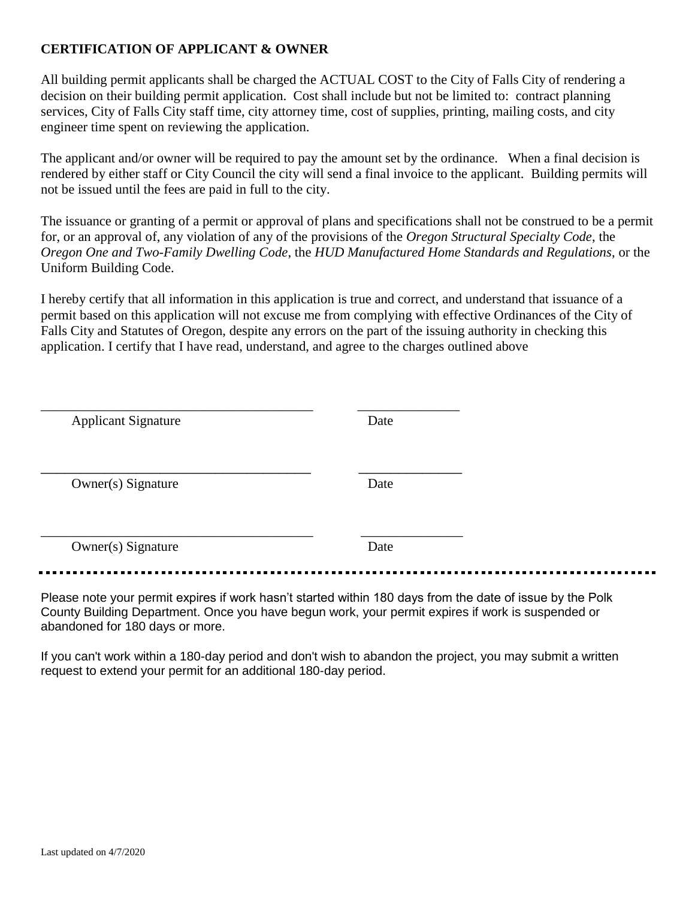**CERTIFICATION OF APPLICANT & OWNER**

All building permit applicants shall be charged the ACTUAL COST to the City of Falls City of rendering a decision on their building permit application. Cost shall include but not be limited to: contract planning services, City of Falls City staff time, city attorney time, cost of supplies, printing, mailing costs, and city engineer time spent on reviewing the application.

The applicant and/or owner will be required to pay the amount set by the ordinance. When a final decision is rendered by either staff or City Council the city will send a final invoice to the applicant. Building permits will not be issued until the fees are paid in full to the city.

The issuance or granting of a permit or approval of plans and specifications shall not be construed to be a permit for, or an approval of, any violation of any of the provisions of the *Oregon Structural Specialty Code*, the *Oregon One and Two-Family Dwelling Code*, the *HUD Manufactured Home Standards and Regulations*, or the Uniform Building Code.

I hereby certify that all information in this application is true and correct, and understand that issuance of a permit based on this application will not excuse me from complying with effective Ordinances of the City of Falls City and Statutes of Oregon, despite any errors on the part of the issuing authority in checking this application. I certify that I have read, understand, and agree to the charges outlined above

_________________________________________ _______________

Applicant Signature Date

_________________________________________ _______________

Owner(s) Signature Date

_________________________________________ _______________

Owner(s) Signature Date

---

Please note your permit expires if work hasn't started within 180 days from the date of issue by the Polk County Building Department. Once you have begun work, your permit expires if work is suspended or abandoned for 180 days or more.

If you can't work within a 180-day period and don't wish to abandon the project, you may submit a written request to extend your permit for an additional 180-day period.

Last updated on 4/7/2020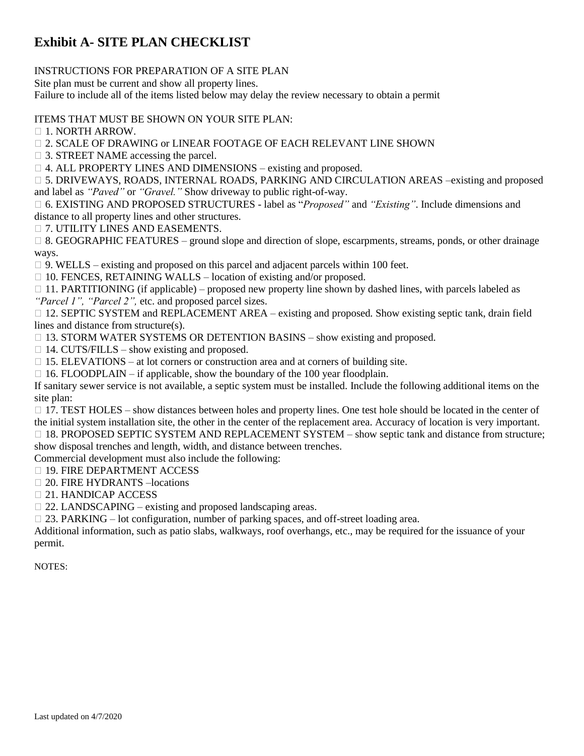# Exhibit A- SITE PLAN CHECKLIST

INSTRUCTIONS FOR PREPARATION OF A SITE PLAN

Site plan must be current and show all property lines.

Failure to include all of the items listed below may delay the review necessary to obtain a permit

ITEMS THAT MUST BE SHOWN ON YOUR SITE PLAN:

- ☐ 1. NORTH ARROW.
- ☐ 2. SCALE OF DRAWING or LINEAR FOOTAGE OF EACH RELEVANT LINE SHOWN
- ☐ 3. STREET NAME accessing the parcel.
- ☐ 4. ALL PROPERTY LINES AND DIMENSIONS – existing and proposed.
- ☐ 5. DRIVEWAYS, ROADS, INTERNAL ROADS, PARKING AND CIRCULATION AREAS –existing and proposed and label as *"Paved"* or *"Gravel."* Show driveway to public right-of-way.
- ☐ 6. EXISTING AND PROPOSED STRUCTURES - label as "*Proposed"* and *"Existing"*. Include dimensions and distance to all property lines and other structures.
- ☐ 7. UTILITY LINES AND EASEMENTS.
- ☐ 8. GEOGRAPHIC FEATURES – ground slope and direction of slope, escarpments, streams, ponds, or other drainage ways.
- ☐ 9. WELLS – existing and proposed on this parcel and adjacent parcels within 100 feet.
- ☐ 10. FENCES, RETAINING WALLS – location of existing and/or proposed.
- ☐ 11. PARTITIONING (if applicable) – proposed new property line shown by dashed lines, with parcels labeled as *"Parcel 1", "Parcel 2",* etc. and proposed parcel sizes.
- ☐ 12. SEPTIC SYSTEM and REPLACEMENT AREA – existing and proposed. Show existing septic tank, drain field lines and distance from structure(s).
- ☐ 13. STORM WATER SYSTEMS OR DETENTION BASINS – show existing and proposed.
- ☐ 14. CUTS/FILLS – show existing and proposed.
- ☐ 15. ELEVATIONS – at lot corners or construction area and at corners of building site.
- ☐ 16. FLOODPLAIN – if applicable, show the boundary of the 100 year floodplain.

If sanitary sewer service is not available, a septic system must be installed. Include the following additional items on the site plan:

- ☐ 17. TEST HOLES – show distances between holes and property lines. One test hole should be located in the center of the initial system installation site, the other in the center of the replacement area. Accuracy of location is very important.
- ☐ 18. PROPOSED SEPTIC SYSTEM AND REPLACEMENT SYSTEM – show septic tank and distance from structure; show disposal trenches and length, width, and distance between trenches.

Commercial development must also include the following:

- ☐ 19. FIRE DEPARTMENT ACCESS
- ☐ 20. FIRE HYDRANTS –locations
- ☐ 21. HANDICAP ACCESS
- ☐ 22. LANDSCAPING – existing and proposed landscaping areas.
- ☐ 23. PARKING – lot configuration, number of parking spaces, and off-street loading area.

Additional information, such as patio slabs, walkways, roof overhangs, etc., may be required for the issuance of your permit.

NOTES:

Last updated on 4/7/2020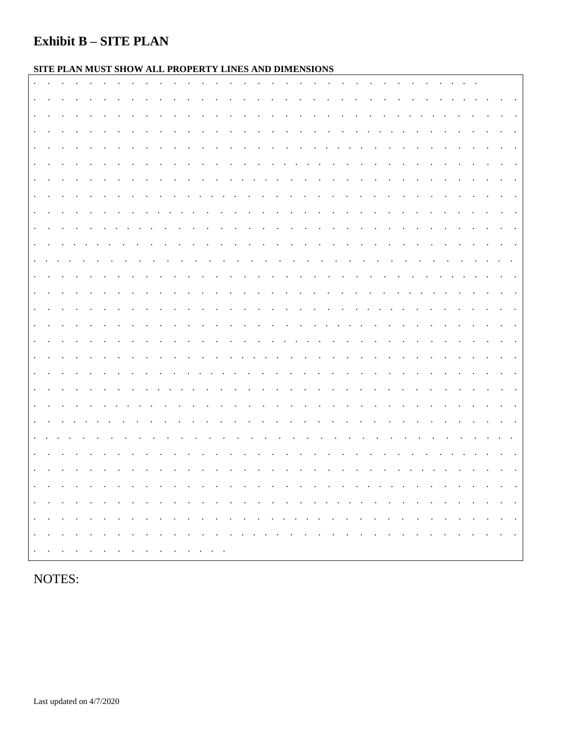# Exhibit B – SITE PLAN

**SITE PLAN MUST SHOW ALL PROPERTY LINES AND DIMENSIONS**

NOTES:

Last updated on 4/7/2020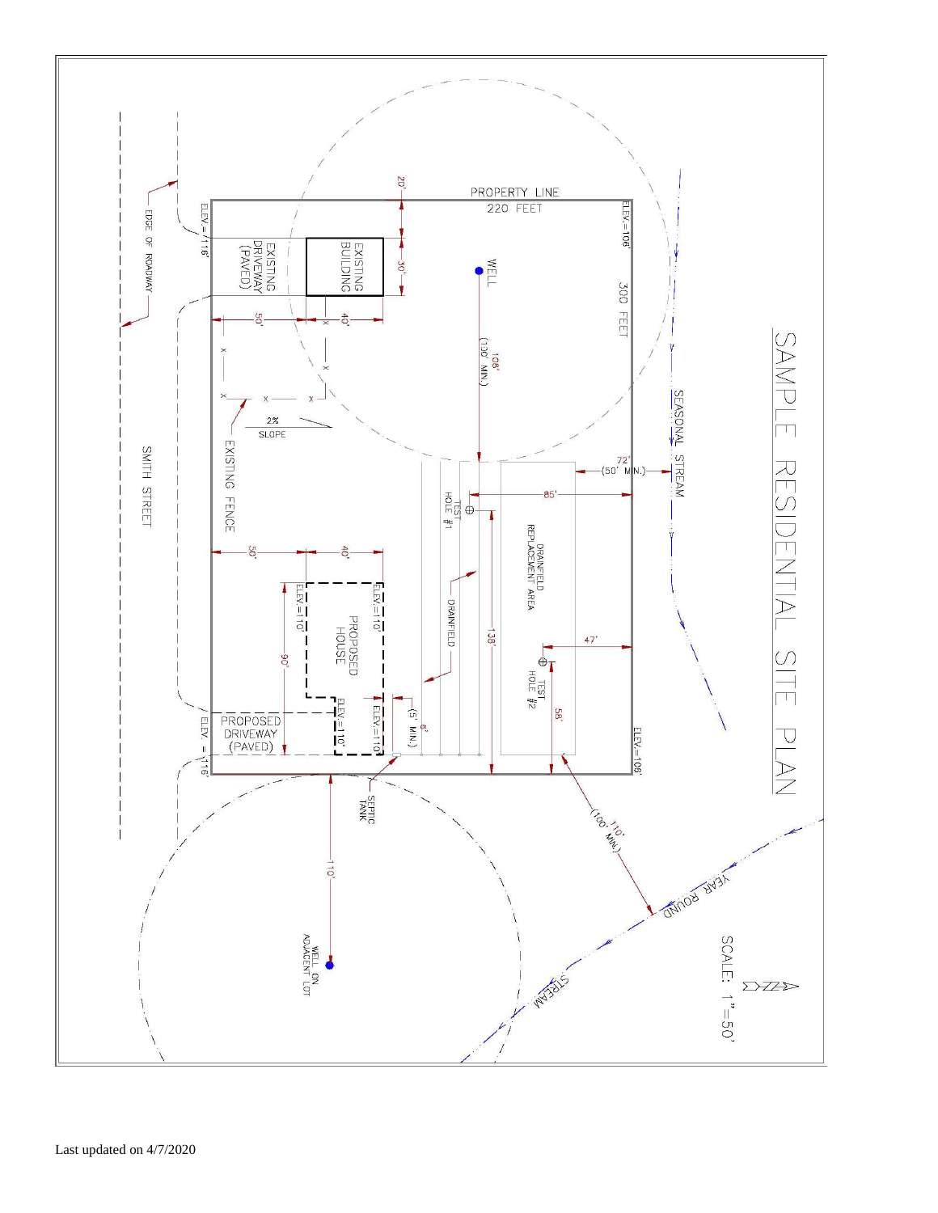# SAMPLE RESIDENTIAL SITE PLAN

SCALE: 1" = 50'

PROPERTY LINE
220 FEET
300 FEET

ELEV.=116'
ELEV.=106'
ELEV.=106'
ELEV. =116'

EDGE OF ROADWAY

SMITH STREET

EXISTING BUILDING

EXISTING DRIVEWAY (PAVED)

WELL

20'
30'
50'
40'

108' (100' MIN.)

2% SLOPE

EXISTING FENCE

SEASONAL STREAM

72' (50' MIN.)

85'

TEST HOLE #1

DRAINFIELD REPLACEMENT AREA

50'
40'

ELEV.=110'
ELEV.=110'

PROPOSED HOUSE

90'

DRAINFIELD

138'

47'

TEST HOLE #2

58'

ELEV.=110'
ELEV.=110'

PROPOSED DRIVEWAY (PAVED)

6' (5' MIN.)

SEPTIC TANK

110'

110' (100' MIN.)

YEAR ROUND STREAM

WELL ON ADJACENT LOT

Last updated on 4/7/2020